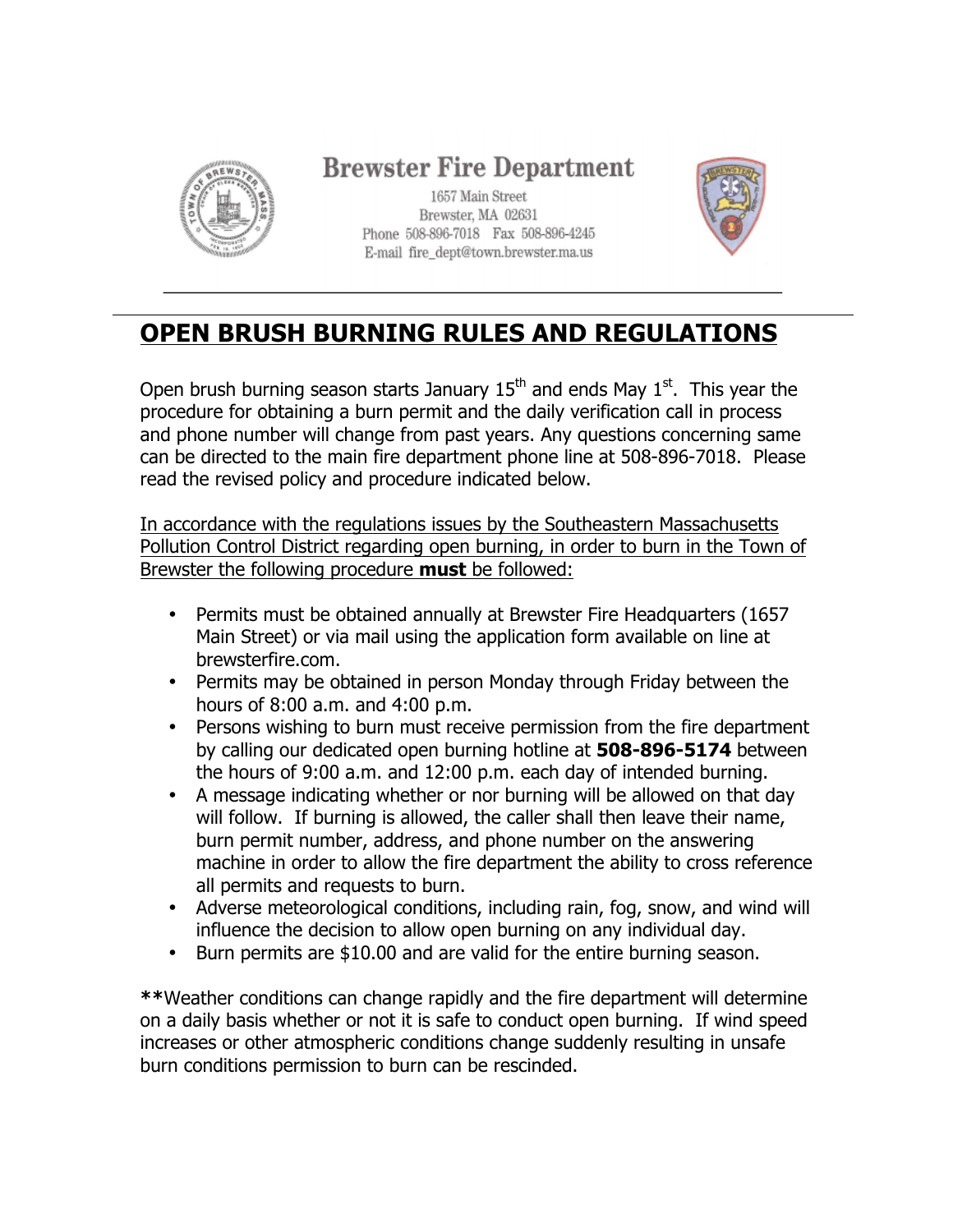# Brewster Fire Department

1657 Main Street
Brewster, MA 02631
Phone 508-896-7018 Fax 508-896-4245
E-mail fire_dept@town.brewster.ma.us

## OPEN BRUSH BURNING RULES AND REGULATIONS

Open brush burning season starts January 15th and ends May 1st. This year the procedure for obtaining a burn permit and the daily verification call in process and phone number will change from past years. Any questions concerning same can be directed to the main fire department phone line at 508-896-7018. Please read the revised policy and procedure indicated below.

In accordance with the regulations issues by the Southeastern Massachusetts Pollution Control District regarding open burning, in order to burn in the Town of Brewster the following procedure **must** be followed:

- Permits must be obtained annually at Brewster Fire Headquarters (1657 Main Street) or via mail using the application form available on line at brewsterfire.com.
- Permits may be obtained in person Monday through Friday between the hours of 8:00 a.m. and 4:00 p.m.
- Persons wishing to burn must receive permission from the fire department by calling our dedicated open burning hotline at **508-896-5174** between the hours of 9:00 a.m. and 12:00 p.m. each day of intended burning.
- A message indicating whether or nor burning will be allowed on that day will follow. If burning is allowed, the caller shall then leave their name, burn permit number, address, and phone number on the answering machine in order to allow the fire department the ability to cross reference all permits and requests to burn.
- Adverse meteorological conditions, including rain, fog, snow, and wind will influence the decision to allow open burning on any individual day.
- Burn permits are $10.00 and are valid for the entire burning season.

**Weather conditions can change rapidly and the fire department will determine on a daily basis whether or not it is safe to conduct open burning. If wind speed increases or other atmospheric conditions change suddenly resulting in unsafe burn conditions permission to burn can be rescinded.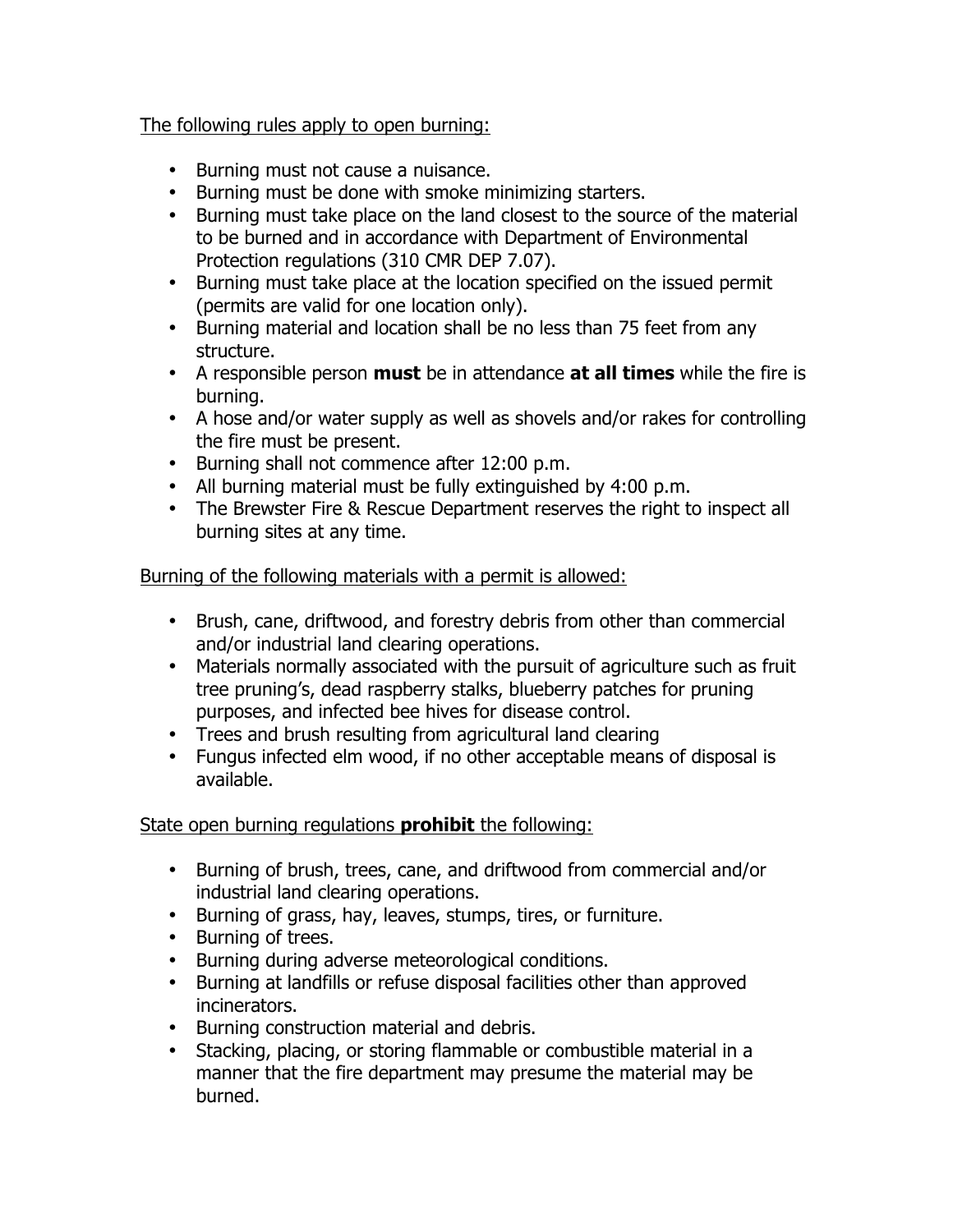<u>The following rules apply to open burning:</u>

- Burning must not cause a nuisance.
- Burning must be done with smoke minimizing starters.
- Burning must take place on the land closest to the source of the material to be burned and in accordance with Department of Environmental Protection regulations (310 CMR DEP 7.07).
- Burning must take place at the location specified on the issued permit (permits are valid for one location only).
- Burning material and location shall be no less than 75 feet from any structure.
- A responsible person **must** be in attendance **at all times** while the fire is burning.
- A hose and/or water supply as well as shovels and/or rakes for controlling the fire must be present.
- Burning shall not commence after 12:00 p.m.
- All burning material must be fully extinguished by 4:00 p.m.
- The Brewster Fire & Rescue Department reserves the right to inspect all burning sites at any time.

<u>Burning of the following materials with a permit is allowed:</u>

- Brush, cane, driftwood, and forestry debris from other than commercial and/or industrial land clearing operations.
- Materials normally associated with the pursuit of agriculture such as fruit tree pruning's, dead raspberry stalks, blueberry patches for pruning purposes, and infected bee hives for disease control.
- Trees and brush resulting from agricultural land clearing
- Fungus infected elm wood, if no other acceptable means of disposal is available.

<u>State open burning regulations **prohibit** the following:</u>

- Burning of brush, trees, cane, and driftwood from commercial and/or industrial land clearing operations.
- Burning of grass, hay, leaves, stumps, tires, or furniture.
- Burning of trees.
- Burning during adverse meteorological conditions.
- Burning at landfills or refuse disposal facilities other than approved incinerators.
- Burning construction material and debris.
- Stacking, placing, or storing flammable or combustible material in a manner that the fire department may presume the material may be burned.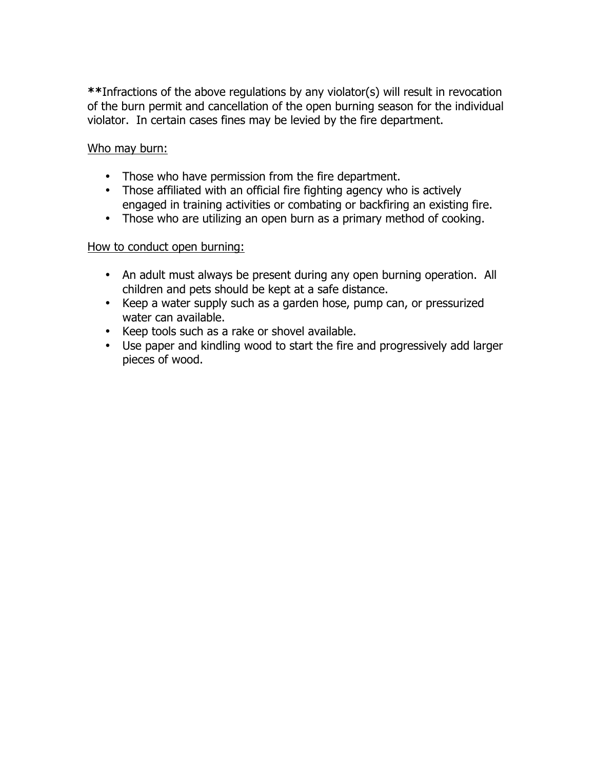**Infractions of the above regulations by any violator(s) will result in revocation of the burn permit and cancellation of the open burning season for the individual violator.  In certain cases fines may be levied by the fire department.

Who may burn:

- Those who have permission from the fire department.
- Those affiliated with an official fire fighting agency who is actively engaged in training activities or combating or backfiring an existing fire.
- Those who are utilizing an open burn as a primary method of cooking.

How to conduct open burning:

- An adult must always be present during any open burning operation.  All children and pets should be kept at a safe distance.
- Keep a water supply such as a garden hose, pump can, or pressurized water can available.
- Keep tools such as a rake or shovel available.
- Use paper and kindling wood to start the fire and progressively add larger pieces of wood.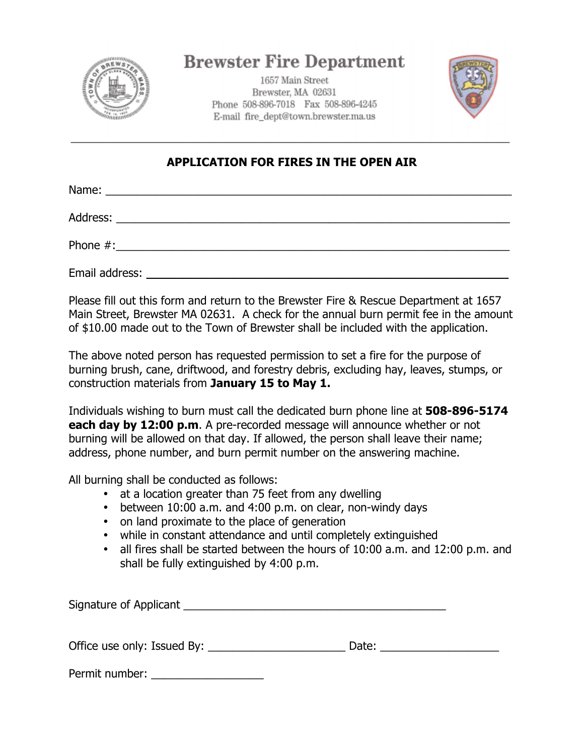# Brewster Fire Department

1657 Main Street
Brewster, MA 02631
Phone 508-896-7018 Fax 508-896-4245
E-mail fire_dept@town.brewster.ma.us

---

## APPLICATION FOR FIRES IN THE OPEN AIR

Name: ___________________________________________________________

Address: _________________________________________________________

Phone #:_________________________________________________________

Email address: ____________________________________________________

Please fill out this form and return to the Brewster Fire & Rescue Department at 1657 Main Street, Brewster MA 02631. A check for the annual burn permit fee in the amount of $10.00 made out to the Town of Brewster shall be included with the application.

The above noted person has requested permission to set a fire for the purpose of burning brush, cane, driftwood, and forestry debris, excluding hay, leaves, stumps, or construction materials from **January 15 to May 1.**

Individuals wishing to burn must call the dedicated burn phone line at **508-896-5174 each day by 12:00 p.m**. A pre-recorded message will announce whether or not burning will be allowed on that day. If allowed, the person shall leave their name; address, phone number, and burn permit number on the answering machine.

All burning shall be conducted as follows:

- at a location greater than 75 feet from any dwelling
- between 10:00 a.m. and 4:00 p.m. on clear, non-windy days
- on land proximate to the place of generation
- while in constant attendance and until completely extinguished
- all fires shall be started between the hours of 10:00 a.m. and 12:00 p.m. and shall be fully extinguished by 4:00 p.m.

Signature of Applicant ________________________________________

Office use only: Issued By: _____________________ Date: _________________

Permit number: ________________